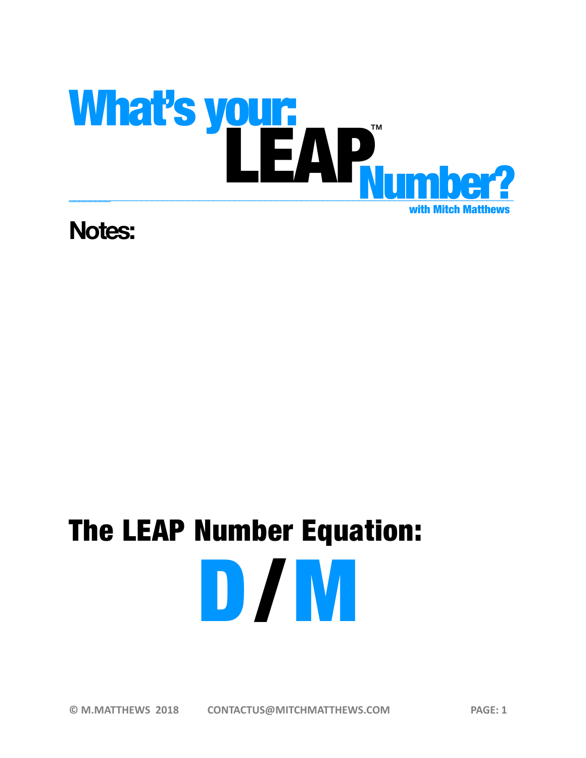# What's your: LEAP™ Number?

with Mitch Matthews

**Notes:**

## The LEAP Number Equation:

# D / M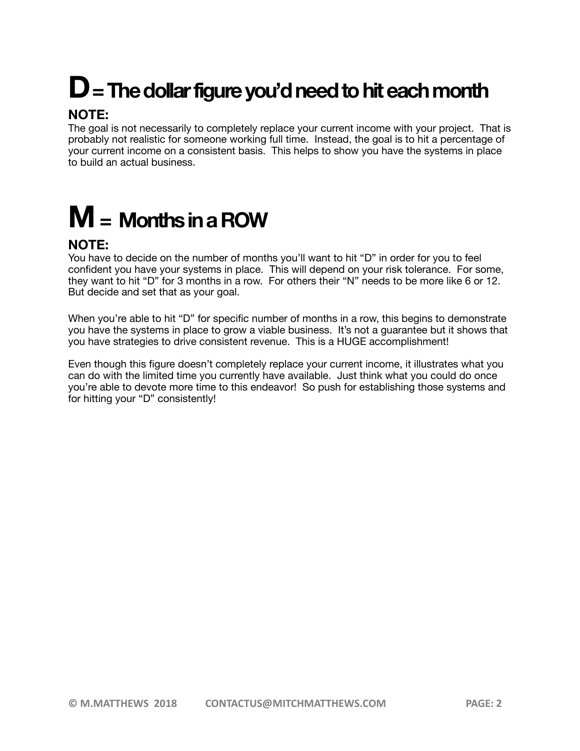# D = The dollar figure you'd need to hit each month

### NOTE:

The goal is not necessarily to completely replace your current income with your project. That is probably not realistic for someone working full time. Instead, the goal is to hit a percentage of your current income on a consistent basis. This helps to show you have the systems in place to build an actual business.

# M = Months in a ROW

### NOTE:

You have to decide on the number of months you'll want to hit "D" in order for you to feel confident you have your systems in place. This will depend on your risk tolerance. For some, they want to hit "D" for 3 months in a row. For others their "N" needs to be more like 6 or 12. But decide and set that as your goal.

When you're able to hit "D" for specific number of months in a row, this begins to demonstrate you have the systems in place to grow a viable business. It's not a guarantee but it shows that you have strategies to drive consistent revenue. This is a HUGE accomplishment!

Even though this figure doesn't completely replace your current income, it illustrates what you can do with the limited time you currently have available. Just think what you could do once you're able to devote more time to this endeavor! So push for establishing those systems and for hitting your "D" consistently!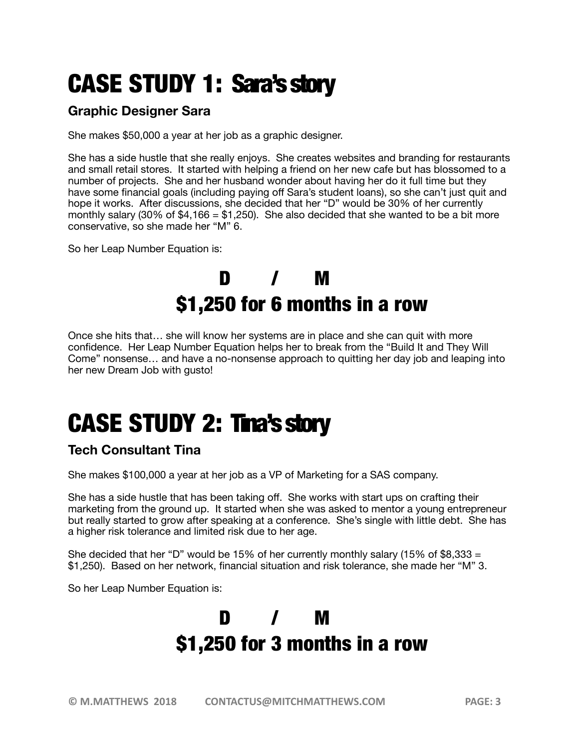# CASE STUDY 1: Sara's story

### Graphic Designer Sara

She makes $50,000 a year at her job as a graphic designer.

She has a side hustle that she really enjoys. She creates websites and branding for restaurants and small retail stores. It started with helping a friend on her new cafe but has blossomed to a number of projects. She and her husband wonder about having her do it full time but they have some financial goals (including paying off Sara's student loans), so she can't just quit and hope it works. After discussions, she decided that her "D" would be 30% of her currently monthly salary (30% of $4,166 = $1,250). She also decided that she wanted to be a bit more conservative, so she made her "M" 6.

So her Leap Number Equation is:

## D / M
## $1,250 for 6 months in a row

Once she hits that… she will know her systems are in place and she can quit with more confidence. Her Leap Number Equation helps her to break from the "Build It and They Will Come" nonsense… and have a no-nonsense approach to quitting her day job and leaping into her new Dream Job with gusto!

# CASE STUDY 2: Tina's story

### Tech Consultant Tina

She makes $100,000 a year at her job as a VP of Marketing for a SAS company.

She has a side hustle that has been taking off. She works with start ups on crafting their marketing from the ground up. It started when she was asked to mentor a young entrepreneur but really started to grow after speaking at a conference. She's single with little debt. She has a higher risk tolerance and limited risk due to her age.

She decided that her "D" would be 15% of her currently monthly salary (15% of $8,333 = $1,250). Based on her network, financial situation and risk tolerance, she made her "M" 3.

So her Leap Number Equation is:

## D / M
## $1,250 for 3 months in a row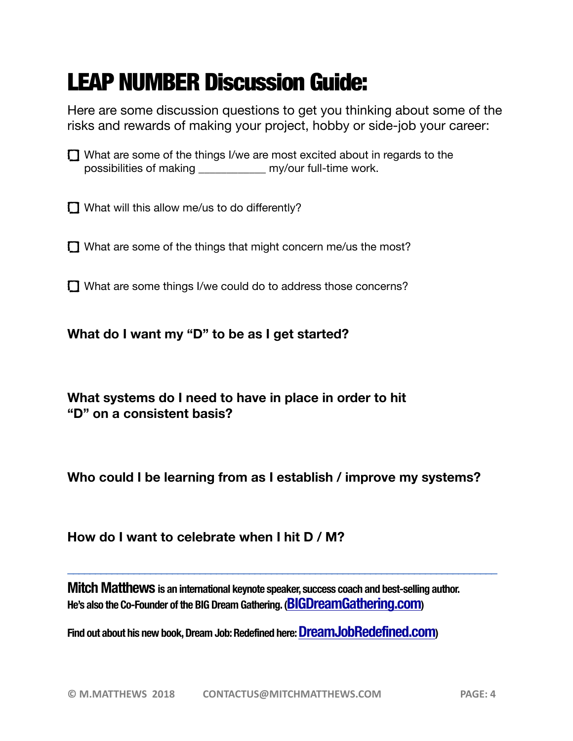# LEAP NUMBER Discussion Guide:

Here are some discussion questions to get you thinking about some of the risks and rewards of making your project, hobby or side-job your career:

- [ ] What are some of the things I/we are most excited about in regards to the possibilities of making ___________ my/our full-time work.
- [ ] What will this allow me/us to do differently?
- [ ] What are some of the things that might concern me/us the most?
- [ ] What are some things I/we could do to address those concerns?

**What do I want my "D" to be as I get started?**

**What systems do I need to have in place in order to hit "D" on a consistent basis?**

**Who could I be learning from as I establish / improve my systems?**

**How do I want to celebrate when I hit D / M?**

---

**Mitch Matthews is an international keynote speaker, success coach and best-selling author. He's also the Co-Founder of the BIG Dream Gathering. (BIGDreamGathering.com)**

**Find out about his new book, Dream Job: Redefined here: DreamJobRedefined.com)**

© M.MATTHEWS 2018 CONTACTUS@MITCHMATTHEWS.COM